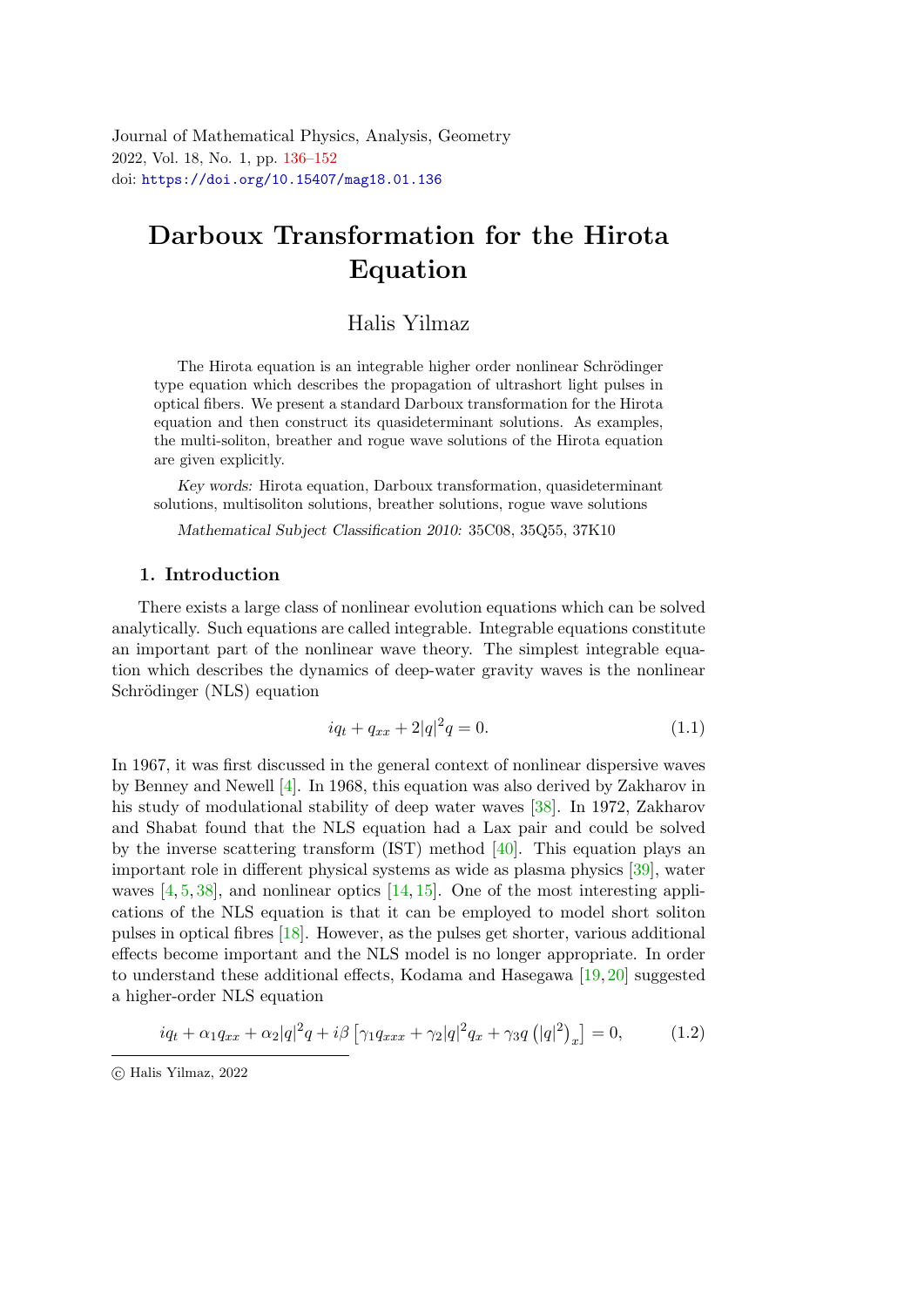Journal of Mathematical Physics, Analysis, Geometry
2022, Vol. 18, No. 1, pp. 136–152
doi: https://doi.org/10.15407/mag18.01.136

# Darboux Transformation for the Hirota Equation

Halis Yilmaz

The Hirota equation is an integrable higher order nonlinear Schrödinger type equation which describes the propagation of ultrashort light pulses in optical fibers. We present a standard Darboux transformation for the Hirota equation and then construct its quasideterminant solutions. As examples, the multi-soliton, breather and rogue wave solutions of the Hirota equation are given explicitly.

*Key words:* Hirota equation, Darboux transformation, quasideterminant solutions, multisoliton solutions, breather solutions, rogue wave solutions

*Mathematical Subject Classification 2010:* 35C08, 35Q55, 37K10

## 1. Introduction

There exists a large class of nonlinear evolution equations which can be solved analytically. Such equations are called integrable. Integrable equations constitute an important part of the nonlinear wave theory. The simplest integrable equation which describes the dynamics of deep-water gravity waves is the nonlinear Schrödinger (NLS) equation

$$iq_t + q_{xx} + 2|q|^2 q = 0. \tag{1.1}$$

In 1967, it was first discussed in the general context of nonlinear dispersive waves by Benney and Newell [4]. In 1968, this equation was also derived by Zakharov in his study of modulational stability of deep water waves [38]. In 1972, Zakharov and Shabat found that the NLS equation had a Lax pair and could be solved by the inverse scattering transform (IST) method [40]. This equation plays an important role in different physical systems as wide as plasma physics [39], water waves [4, 5, 38], and nonlinear optics [14, 15]. One of the most interesting applications of the NLS equation is that it can be employed to model short soliton pulses in optical fibres [18]. However, as the pulses get shorter, various additional effects become important and the NLS model is no longer appropriate. In order to understand these additional effects, Kodama and Hasegawa [19, 20] suggested a higher-order NLS equation

$$iq_t + \alpha_1 q_{xx} + \alpha_2 |q|^2 q + i\beta \left[\gamma_1 q_{xxx} + \gamma_2 |q|^2 q_x + \gamma_3 q \left(|q|^2\right)_x\right] = 0, \tag{1.2}$$

© Halis Yilmaz, 2022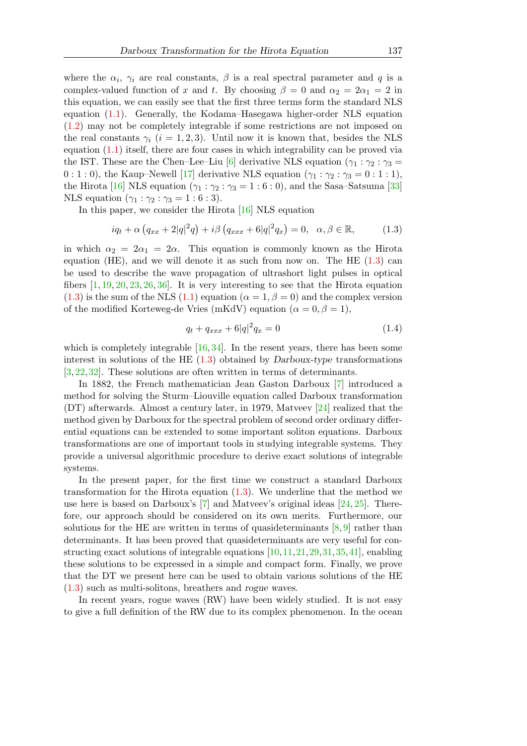where the $\alpha_i$, $\gamma_i$ are real constants, $\beta$ is a real spectral parameter and $q$ is a complex-valued function of $x$ and $t$. By choosing $\beta = 0$ and $\alpha_2 = 2\alpha_1 = 2$ in this equation, we can easily see that the first three terms form the standard NLS equation (1.1). Generally, the Kodama–Hasegawa higher-order NLS equation (1.2) may not be completely integrable if some restrictions are not imposed on the real constants $\gamma_i$ ($i = 1, 2, 3$). Until now it is known that, besides the NLS equation (1.1) itself, there are four cases in which integrability can be proved via the IST. These are the Chen–Lee–Liu [6] derivative NLS equation ($\gamma_1 : \gamma_2 : \gamma_3 = 0 : 1 : 0$), the Kaup–Newell [17] derivative NLS equation ($\gamma_1 : \gamma_2 : \gamma_3 = 0 : 1 : 1$), the Hirota [16] NLS equation ($\gamma_1 : \gamma_2 : \gamma_3 = 1 : 6 : 0$), and the Sasa–Satsuma [33] NLS equation ($\gamma_1 : \gamma_2 : \gamma_3 = 1 : 6 : 3$).

In this paper, we consider the Hirota [16] NLS equation

$$iq_t + \alpha\left(q_{xx} + 2|q|^2 q\right) + i\beta\left(q_{xxx} + 6|q|^2 q_x\right) = 0, \quad \alpha, \beta \in \mathbb{R}, \tag{1.3}$$

in which $\alpha_2 = 2\alpha_1 = 2\alpha$. This equation is commonly known as the Hirota equation (HE), and we will denote it as such from now on. The HE (1.3) can be used to describe the wave propagation of ultrashort light pulses in optical fibers [1, 19, 20, 23, 26, 36]. It is very interesting to see that the Hirota equation (1.3) is the sum of the NLS (1.1) equation ($\alpha = 1, \beta = 0$) and the complex version of the modified Korteweg-de Vries (mKdV) equation ($\alpha = 0, \beta = 1$),

$$q_t + q_{xxx} + 6|q|^2 q_x = 0 \tag{1.4}$$

which is completely integrable [16, 34]. In the resent years, there has been some interest in solutions of the HE (1.3) obtained by *Darboux-type* transformations [3, 22, 32]. These solutions are often written in terms of determinants.

In 1882, the French mathematician Jean Gaston Darboux [7] introduced a method for solving the Sturm–Liouville equation called Darboux transformation (DT) afterwards. Almost a century later, in 1979, Matveev [24] realized that the method given by Darboux for the spectral problem of second order ordinary differential equations can be extended to some important soliton equations. Darboux transformations are one of important tools in studying integrable systems. They provide a universal algorithmic procedure to derive exact solutions of integrable systems.

In the present paper, for the first time we construct a standard Darboux transformation for the Hirota equation (1.3). We underline that the method we use here is based on Darboux's [7] and Matveev's original ideas [24, 25]. Therefore, our approach should be considered on its own merits. Furthermore, our solutions for the HE are written in terms of quasideterminants [8, 9] rather than determinants. It has been proved that quasideterminants are very useful for constructing exact solutions of integrable equations [10, 11, 21, 29, 31, 35, 41], enabling these solutions to be expressed in a simple and compact form. Finally, we prove that the DT we present here can be used to obtain various solutions of the HE (1.3) such as multi-solitons, breathers and *rogue waves*.

In recent years, rogue waves (RW) have been widely studied. It is not easy to give a full definition of the RW due to its complex phenomenon. In the ocean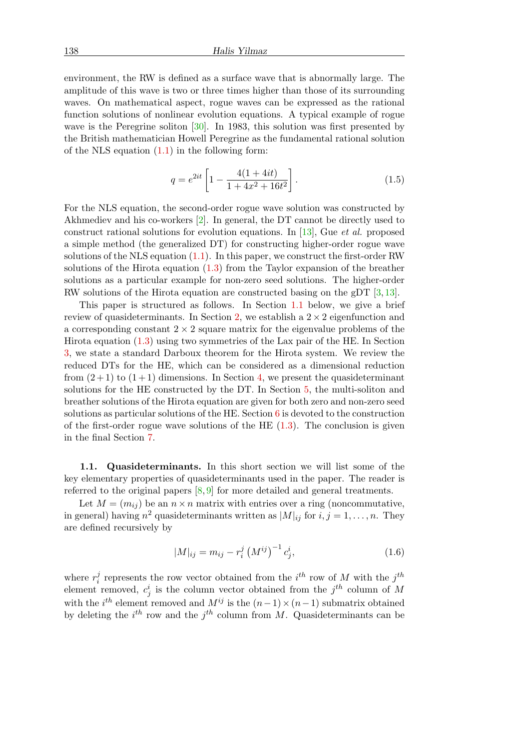environment, the RW is defined as a surface wave that is abnormally large. The amplitude of this wave is two or three times higher than those of its surrounding waves. On mathematical aspect, rogue waves can be expressed as the rational function solutions of nonlinear evolution equations. A typical example of rogue wave is the Peregrine soliton [30]. In 1983, this solution was first presented by the British mathematician Howell Peregrine as the fundamental rational solution of the NLS equation (1.1) in the following form:

$$q = e^{2it}\left[1 - \frac{4(1+4it)}{1+4x^2+16t^2}\right]. \tag{1.5}$$

For the NLS equation, the second-order rogue wave solution was constructed by Akhmediev and his co-workers [2]. In general, the DT cannot be directly used to construct rational solutions for evolution equations. In [13], Gue *et al.* proposed a simple method (the generalized DT) for constructing higher-order rogue wave solutions of the NLS equation (1.1). In this paper, we construct the first-order RW solutions of the Hirota equation (1.3) from the Taylor expansion of the breather solutions as a particular example for non-zero seed solutions. The higher-order RW solutions of the Hirota equation are constructed basing on the gDT [3,13].

This paper is structured as follows. In Section 1.1 below, we give a brief review of quasideterminants. In Section 2, we establish a $2\times 2$ eigenfunction and a corresponding constant $2\times 2$ square matrix for the eigenvalue problems of the Hirota equation (1.3) using two symmetries of the Lax pair of the HE. In Section 3, we state a standard Darboux theorem for the Hirota system. We review the reduced DTs for the HE, which can be considered as a dimensional reduction from $(2+1)$ to $(1+1)$ dimensions. In Section 4, we present the quasideterminant solutions for the HE constructed by the DT. In Section 5, the multi-soliton and breather solutions of the Hirota equation are given for both zero and non-zero seed solutions as particular solutions of the HE. Section 6 is devoted to the construction of the first-order rogue wave solutions of the HE (1.3). The conclusion is given in the final Section 7.

**1.1. Quasideterminants.** In this short section we will list some of the key elementary properties of quasideterminants used in the paper. The reader is referred to the original papers [8,9] for more detailed and general treatments.

Let $M = (m_{ij})$ be an $n\times n$ matrix with entries over a ring (noncommutative, in general) having $n^2$ quasideterminants written as $|M|_{ij}$ for $i,j = 1,\ldots,n$. They are defined recursively by

$$|M|_{ij} = m_{ij} - r_i^j \left(M^{ij}\right)^{-1} c_j^i, \tag{1.6}$$

where $r_i^j$ represents the row vector obtained from the $i^{th}$ row of $M$ with the $j^{th}$ element removed, $c_j^i$ is the column vector obtained from the $j^{th}$ column of $M$ with the $i^{th}$ element removed and $M^{ij}$ is the $(n-1)\times(n-1)$ submatrix obtained by deleting the $i^{th}$ row and the $j^{th}$ column from $M$. Quasideterminants can be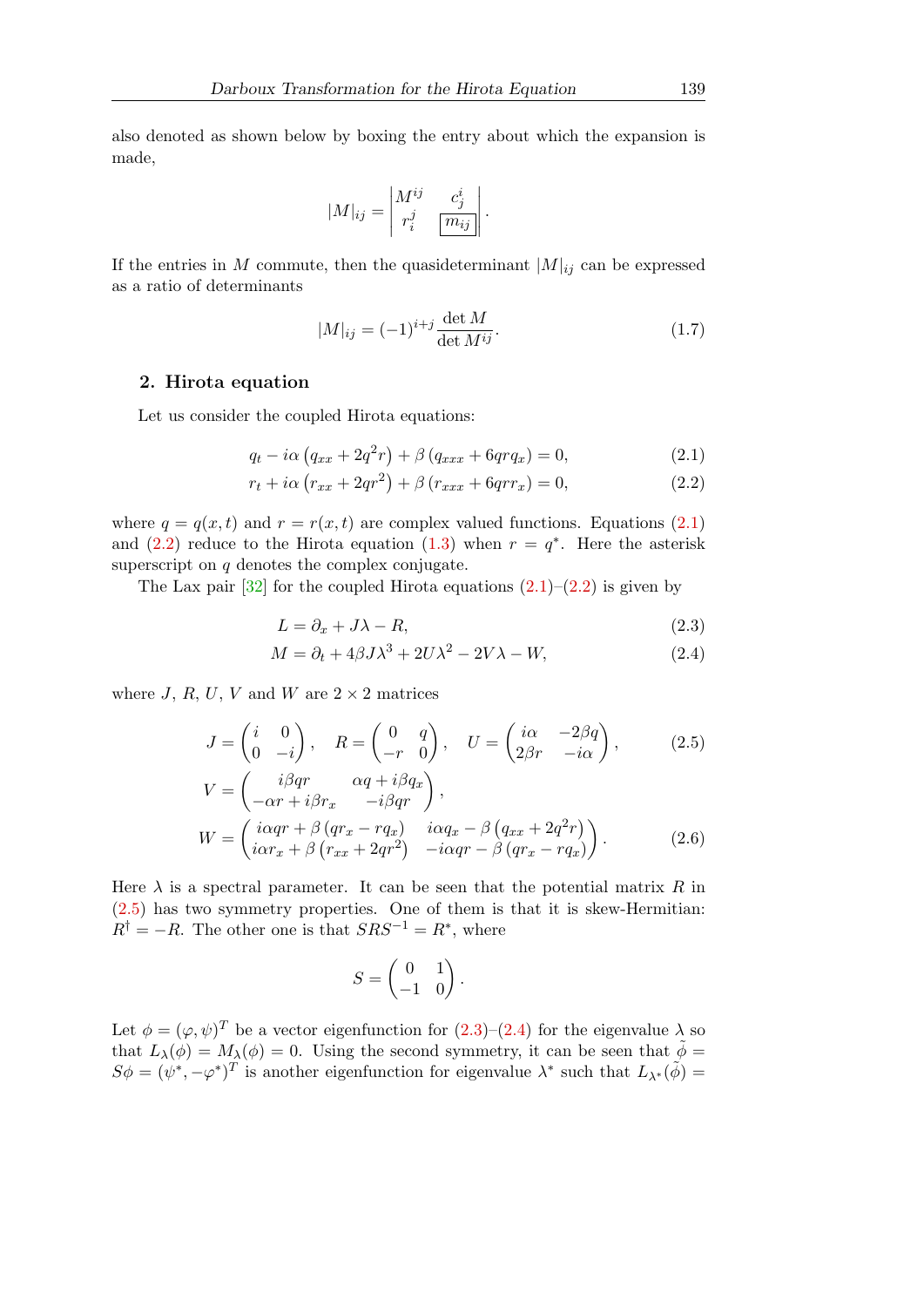also denoted as shown below by boxing the entry about which the expansion is made,

$$|M|_{ij} = \begin{vmatrix} M^{ij} & c_j^i \\ r_i^j & \boxed{m_{ij}} \end{vmatrix}.$$

If the entries in $M$ commute, then the quasideterminant $|M|_{ij}$ can be expressed as a ratio of determinants

$$|M|_{ij} = (-1)^{i+j} \frac{\det M}{\det M^{ij}}. \tag{1.7}$$

## 2. Hirota equation

Let us consider the coupled Hirota equations:

$$q_t - i\alpha \left(q_{xx} + 2q^2 r\right) + \beta \left(q_{xxx} + 6qrq_x\right) = 0, \tag{2.1}$$

$$r_t + i\alpha \left(r_{xx} + 2qr^2\right) + \beta \left(r_{xxx} + 6qrr_x\right) = 0, \tag{2.2}$$

where $q = q(x,t)$ and $r = r(x,t)$ are complex valued functions. Equations (2.1) and (2.2) reduce to the Hirota equation (1.3) when $r = q^*$. Here the asterisk superscript on $q$ denotes the complex conjugate.

The Lax pair [32] for the coupled Hirota equations (2.1)–(2.2) is given by

$$L = \partial_x + J\lambda - R, \tag{2.3}$$

$$M = \partial_t + 4\beta J\lambda^3 + 2U\lambda^2 - 2V\lambda - W, \tag{2.4}$$

where $J$, $R$, $U$, $V$ and $W$ are $2\times 2$ matrices

$$J = \begin{pmatrix} i & 0 \\ 0 & -i \end{pmatrix}, \quad R = \begin{pmatrix} 0 & q \\ -r & 0 \end{pmatrix}, \quad U = \begin{pmatrix} i\alpha & -2\beta q \\ 2\beta r & -i\alpha \end{pmatrix}, \tag{2.5}$$

$$V = \begin{pmatrix} i\beta qr & \alpha q + i\beta q_x \\ -\alpha r + i\beta r_x & -i\beta qr \end{pmatrix},$$

$$W = \begin{pmatrix} i\alpha qr + \beta\left(qr_x - rq_x\right) & i\alpha q_x - \beta\left(q_{xx} + 2q^2 r\right) \\ i\alpha r_x + \beta\left(r_{xx} + 2qr^2\right) & -i\alpha qr - \beta\left(qr_x - rq_x\right) \end{pmatrix}. \tag{2.6}$$

Here $\lambda$ is a spectral parameter. It can be seen that the potential matrix $R$ in (2.5) has two symmetry properties. One of them is that it is skew-Hermitian: $R^\dagger = -R$. The other one is that $SRS^{-1} = R^*$, where

$$S = \begin{pmatrix} 0 & 1 \\ -1 & 0 \end{pmatrix}.$$

Let $\phi = (\varphi, \psi)^T$ be a vector eigenfunction for (2.3)–(2.4) for the eigenvalue $\lambda$ so that $L_\lambda(\phi) = M_\lambda(\phi) = 0$. Using the second symmetry, it can be seen that $\tilde{\phi} = S\phi = (\psi^*, -\varphi^*)^T$ is another eigenfunction for eigenvalue $\lambda^*$ such that $L_{\lambda^*}(\tilde{\phi}) =$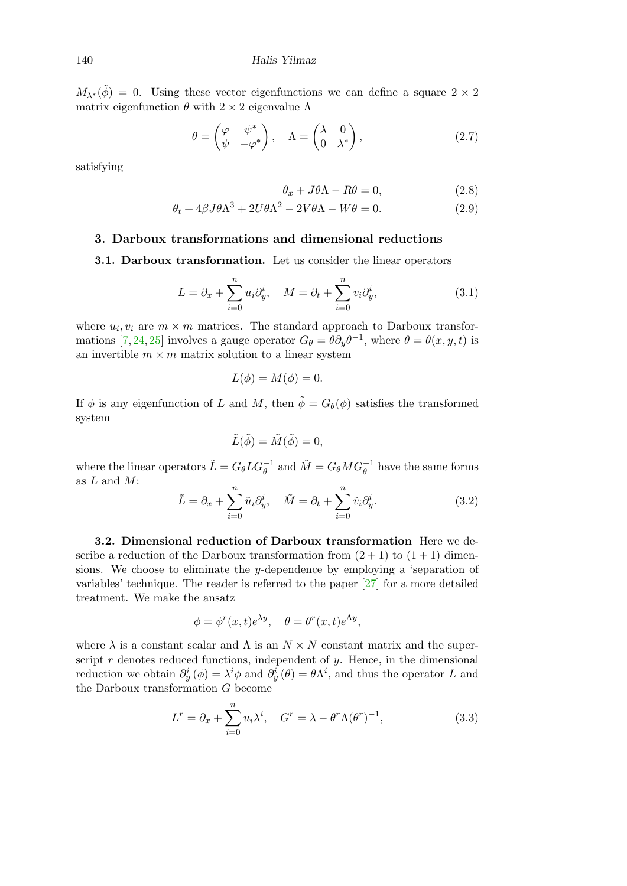$M_{\lambda^*}(\tilde{\phi}) = 0$. Using these vector eigenfunctions we can define a square $2 \times 2$ matrix eigenfunction $\theta$ with $2 \times 2$ eigenvalue $\Lambda$

$$\theta = \begin{pmatrix} \varphi & \psi^* \\ \psi & -\varphi^* \end{pmatrix}, \quad \Lambda = \begin{pmatrix} \lambda & 0 \\ 0 & \lambda^* \end{pmatrix}, \tag{2.7}$$

satisfying

$$\theta_x + J\theta\Lambda - R\theta = 0, \tag{2.8}$$

$$\theta_t + 4\beta J\theta\Lambda^3 + 2U\theta\Lambda^2 - 2V\theta\Lambda - W\theta = 0. \tag{2.9}$$

## 3. Darboux transformations and dimensional reductions

**3.1. Darboux transformation.** Let us consider the linear operators

$$L = \partial_x + \sum_{i=0}^{n} u_i \partial_y^i, \quad M = \partial_t + \sum_{i=0}^{n} v_i \partial_y^i, \tag{3.1}$$

where $u_i, v_i$ are $m \times m$ matrices. The standard approach to Darboux transformations [7, 24, 25] involves a gauge operator $G_\theta = \theta \partial_y \theta^{-1}$, where $\theta = \theta(x, y, t)$ is an invertible $m \times m$ matrix solution to a linear system

$$L(\phi) = M(\phi) = 0.$$

If $\phi$ is any eigenfunction of $L$ and $M$, then $\tilde{\phi} = G_\theta(\phi)$ satisfies the transformed system

$$\tilde{L}(\tilde{\phi}) = \tilde{M}(\tilde{\phi}) = 0,$$

where the linear operators $\tilde{L} = G_\theta L G_\theta^{-1}$ and $\tilde{M} = G_\theta M G_\theta^{-1}$ have the same forms as $L$ and $M$:

$$\tilde{L} = \partial_x + \sum_{i=0}^{n} \tilde{u}_i \partial_y^i, \quad \tilde{M} = \partial_t + \sum_{i=0}^{n} \tilde{v}_i \partial_y^i. \tag{3.2}$$

**3.2. Dimensional reduction of Darboux transformation** Here we describe a reduction of the Darboux transformation from $(2+1)$ to $(1+1)$ dimensions. We choose to eliminate the $y$-dependence by employing a 'separation of variables' technique. The reader is referred to the paper [27] for a more detailed treatment. We make the ansatz

$$\phi = \phi^r(x, t)e^{\lambda y}, \quad \theta = \theta^r(x, t)e^{\Lambda y},$$

where $\lambda$ is a constant scalar and $\Lambda$ is an $N \times N$ constant matrix and the superscript $r$ denotes reduced functions, independent of $y$. Hence, in the dimensional reduction we obtain $\partial_y^i(\phi) = \lambda^i \phi$ and $\partial_y^i(\theta) = \theta\Lambda^i$, and thus the operator $L$ and the Darboux transformation $G$ become

$$L^r = \partial_x + \sum_{i=0}^{n} u_i \lambda^i, \quad G^r = \lambda - \theta^r \Lambda (\theta^r)^{-1}, \tag{3.3}$$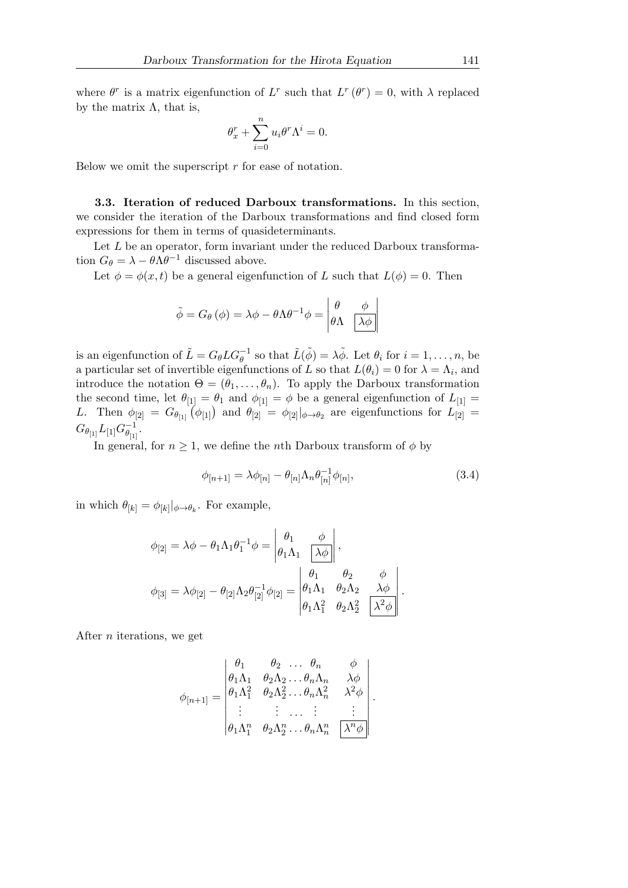where $\theta^r$ is a matrix eigenfunction of $L^r$ such that $L^r(\theta^r) = 0$, with $\lambda$ replaced by the matrix $\Lambda$, that is,

$$\theta^r_x + \sum_{i=0}^{n} u_i \theta^r \Lambda^i = 0.$$

Below we omit the superscript $r$ for ease of notation.

**3.3. Iteration of reduced Darboux transformations.** In this section, we consider the iteration of the Darboux transformations and find closed form expressions for them in terms of quasideterminants.

Let $L$ be an operator, form invariant under the reduced Darboux transformation $G_\theta = \lambda - \theta\Lambda\theta^{-1}$ discussed above.

Let $\phi = \phi(x,t)$ be a general eigenfunction of $L$ such that $L(\phi) = 0$. Then

$$\tilde{\phi} = G_\theta(\phi) = \lambda\phi - \theta\Lambda\theta^{-1}\phi = \begin{vmatrix} \theta & \phi \\ \theta\Lambda & \boxed{\lambda\phi} \end{vmatrix}$$

is an eigenfunction of $\tilde{L} = G_\theta L G_\theta^{-1}$ so that $\tilde{L}(\tilde{\phi}) = \lambda\tilde{\phi}$. Let $\theta_i$ for $i = 1, \dots, n$, be a particular set of invertible eigenfunctions of $L$ so that $L(\theta_i) = 0$ for $\lambda = \Lambda_i$, and introduce the notation $\Theta = (\theta_1, \dots, \theta_n)$. To apply the Darboux transformation the second time, let $\theta_{[1]} = \theta_1$ and $\phi_{[1]} = \phi$ be a general eigenfunction of $L_{[1]} = L$. Then $\phi_{[2]} = G_{\theta_{[1]}}(\phi_{[1]})$ and $\theta_{[2]} = \phi_{[2]}|_{\phi\to\theta_2}$ are eigenfunctions for $L_{[2]} = G_{\theta_{[1]}} L_{[1]} G^{-1}_{\theta_{[1]}}$.

In general, for $n \geq 1$, we define the $n$th Darboux transform of $\phi$ by

$$\phi_{[n+1]} = \lambda\phi_{[n]} - \theta_{[n]}\Lambda_n\theta_{[n]}^{-1}\phi_{[n]}, \tag{3.4}$$

in which $\theta_{[k]} = \phi_{[k]}|_{\phi\to\theta_k}$. For example,

$$\phi_{[2]} = \lambda\phi - \theta_1\Lambda_1\theta_1^{-1}\phi = \begin{vmatrix} \theta_1 & \phi \\ \theta_1\Lambda_1 & \boxed{\lambda\phi} \end{vmatrix},$$

$$\phi_{[3]} = \lambda\phi_{[2]} - \theta_{[2]}\Lambda_2\theta_{[2]}^{-1}\phi_{[2]} = \begin{vmatrix} \theta_1 & \theta_2 & \phi \\ \theta_1\Lambda_1 & \theta_2\Lambda_2 & \lambda\phi \\ \theta_1\Lambda_1^2 & \theta_2\Lambda_2^2 & \boxed{\lambda^2\phi} \end{vmatrix}.$$

After $n$ iterations, we get

$$\phi_{[n+1]} = \begin{vmatrix} \theta_1 & \theta_2 \ \dots \ \theta_n & \phi \\ \theta_1\Lambda_1 & \theta_2\Lambda_2 \dots \theta_n\Lambda_n & \lambda\phi \\ \theta_1\Lambda_1^2 & \theta_2\Lambda_2^2 \dots \theta_n\Lambda_n^2 & \lambda^2\phi \\ \vdots & \vdots \ \dots \ \vdots & \vdots \\ \theta_1\Lambda_1^n & \theta_2\Lambda_2^n \dots \theta_n\Lambda_n^n & \boxed{\lambda^n\phi} \end{vmatrix}.$$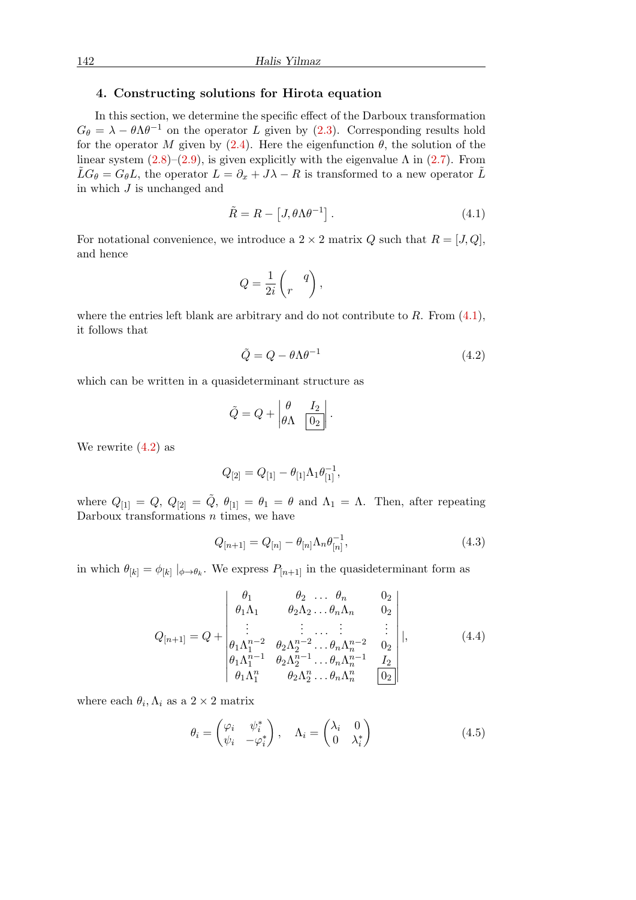## 4. Constructing solutions for Hirota equation

In this section, we determine the specific effect of the Darboux transformation $G_\theta = \lambda - \theta\Lambda\theta^{-1}$ on the operator $L$ given by (2.3). Corresponding results hold for the operator $M$ given by (2.4). Here the eigenfunction $\theta$, the solution of the linear system (2.8)–(2.9), is given explicitly with the eigenvalue $\Lambda$ in (2.7). From $\tilde{L}G_\theta = G_\theta L$, the operator $L = \partial_x + J\lambda - R$ is transformed to a new operator $\tilde{L}$ in which $J$ is unchanged and

$$\tilde{R} = R - \left[J, \theta\Lambda\theta^{-1}\right]. \tag{4.1}$$

For notational convenience, we introduce a $2 \times 2$ matrix $Q$ such that $R = [J, Q]$, and hence

$$Q = \frac{1}{2i}\begin{pmatrix} & q \\ r & \end{pmatrix},$$

where the entries left blank are arbitrary and do not contribute to $R$. From (4.1), it follows that

$$\tilde{Q} = Q - \theta\Lambda\theta^{-1} \tag{4.2}$$

which can be written in a quasideterminant structure as

$$\tilde{Q} = Q + \begin{vmatrix} \theta & I_2 \\ \theta\Lambda & \boxed{0_2} \end{vmatrix}.$$

We rewrite (4.2) as

$$Q_{[2]} = Q_{[1]} - \theta_{[1]}\Lambda_1\theta_{[1]}^{-1},$$

where $Q_{[1]} = Q$, $Q_{[2]} = \tilde{Q}$, $\theta_{[1]} = \theta_1 = \theta$ and $\Lambda_1 = \Lambda$. Then, after repeating Darboux transformations $n$ times, we have

$$Q_{[n+1]} = Q_{[n]} - \theta_{[n]}\Lambda_n\theta_{[n]}^{-1}, \tag{4.3}$$

in which $\theta_{[k]} = \phi_{[k]}\,|_{\phi\to\theta_k}$. We express $P_{[n+1]}$ in the quasideterminant form as

$$Q_{[n+1]} = Q + \begin{vmatrix} \theta_1 & \theta_2 \;\ldots\; \theta_n & 0_2 \\ \theta_1\Lambda_1 & \theta_2\Lambda_2 \ldots \theta_n\Lambda_n & 0_2 \\ \vdots & \vdots \;\ldots\; \vdots & \vdots \\ \theta_1\Lambda_1^{n-2} & \theta_2\Lambda_2^{n-2} \ldots \theta_n\Lambda_n^{n-2} & 0_2 \\ \theta_1\Lambda_1^{n-1} & \theta_2\Lambda_2^{n-1} \ldots \theta_n\Lambda_n^{n-1} & I_2 \\ \theta_1\Lambda_1^{n} & \theta_2\Lambda_2^{n} \ldots \theta_n\Lambda_n^{n} & \boxed{0_2} \end{vmatrix}|, \tag{4.4}$$

where each $\theta_i, \Lambda_i$ as a $2 \times 2$ matrix

$$\theta_i = \begin{pmatrix} \varphi_i & \psi_i^* \\ \psi_i & -\varphi_i^* \end{pmatrix}, \quad \Lambda_i = \begin{pmatrix} \lambda_i & 0 \\ 0 & \lambda_i^* \end{pmatrix} \tag{4.5}$$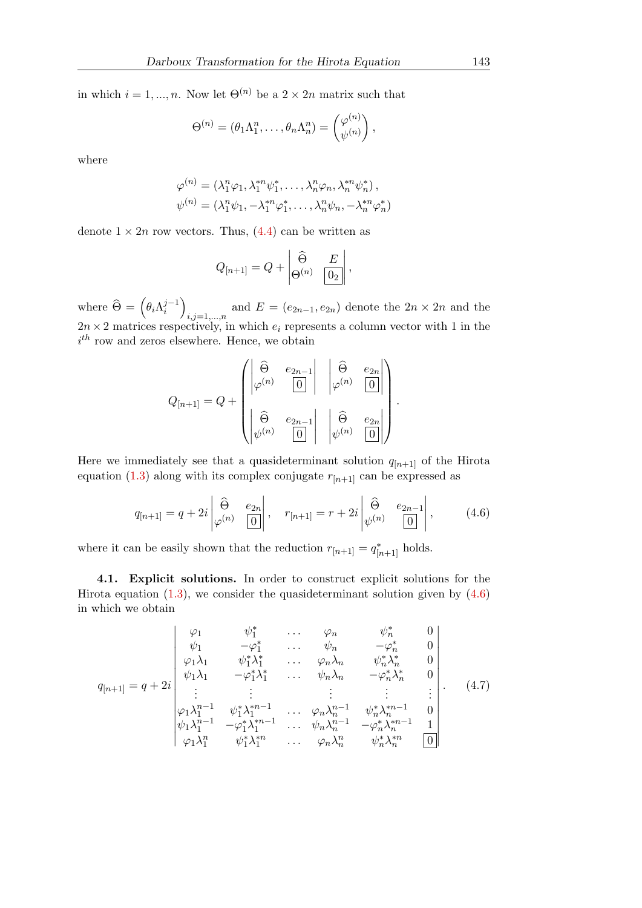in which $i = 1, ..., n$. Now let $\Theta^{(n)}$ be a $2 \times 2n$ matrix such that

$$\Theta^{(n)} = (\theta_1 \Lambda_1^n, \dots, \theta_n \Lambda_n^n) = \begin{pmatrix} \varphi^{(n)} \\ \psi^{(n)} \end{pmatrix},$$

where

$$\varphi^{(n)} = (\lambda_1^n \varphi_1, \lambda_1^{*n} \psi_1^*, \dots, \lambda_n^n \varphi_n, \lambda_n^{*n} \psi_n^*),$$
$$\psi^{(n)} = (\lambda_1^n \psi_1, -\lambda_1^{*n} \varphi_1^*, \dots, \lambda_n^n \psi_n, -\lambda_n^{*n} \varphi_n^*)$$

denote $1 \times 2n$ row vectors. Thus, (4.4) can be written as

$$Q_{[n+1]} = Q + \begin{vmatrix} \widehat{\Theta} & E \\ \Theta^{(n)} & \boxed{0_2} \end{vmatrix},$$

where $\widehat{\Theta} = \left(\theta_i \Lambda_i^{j-1}\right)_{i,j=1,\dots,n}$ and $E = (e_{2n-1}, e_{2n})$ denote the $2n \times 2n$ and the $2n \times 2$ matrices respectively, in which $e_i$ represents a column vector with 1 in the $i^{th}$ row and zeros elsewhere. Hence, we obtain

$$Q_{[n+1]} = Q + \begin{pmatrix} \begin{vmatrix} \widehat{\Theta} & e_{2n-1} \\ \varphi^{(n)} & \boxed{0} \end{vmatrix} & \begin{vmatrix} \widehat{\Theta} & e_{2n} \\ \varphi^{(n)} & \boxed{0} \end{vmatrix} \\ \\ \begin{vmatrix} \widehat{\Theta} & e_{2n-1} \\ \psi^{(n)} & \boxed{0} \end{vmatrix} & \begin{vmatrix} \widehat{\Theta} & e_{2n} \\ \psi^{(n)} & \boxed{0} \end{vmatrix} \end{pmatrix}.$$

Here we immediately see that a quasideterminant solution $q_{[n+1]}$ of the Hirota equation (1.3) along with its complex conjugate $r_{[n+1]}$ can be expressed as

$$q_{[n+1]} = q + 2i \begin{vmatrix} \widehat{\Theta} & e_{2n} \\ \varphi^{(n)} & \boxed{0} \end{vmatrix}, \quad r_{[n+1]} = r + 2i \begin{vmatrix} \widehat{\Theta} & e_{2n-1} \\ \psi^{(n)} & \boxed{0} \end{vmatrix}, \tag{4.6}$$

where it can be easily shown that the reduction $r_{[n+1]} = q^*_{[n+1]}$ holds.

**4.1. Explicit solutions.** In order to construct explicit solutions for the Hirota equation (1.3), we consider the quasideterminant solution given by (4.6) in which we obtain

$$q_{[n+1]} = q + 2i \begin{vmatrix} \varphi_1 & \psi_1^* & \dots & \varphi_n & \psi_n^* & 0 \\ \psi_1 & -\varphi_1^* & \dots & \psi_n & -\varphi_n^* & 0 \\ \varphi_1 \lambda_1 & \psi_1^* \lambda_1^* & \dots & \varphi_n \lambda_n & \psi_n^* \lambda_n^* & 0 \\ \psi_1 \lambda_1 & -\varphi_1^* \lambda_1^* & \dots & \psi_n \lambda_n & -\varphi_n^* \lambda_n^* & 0 \\ \vdots & \vdots & & \vdots & \vdots & \vdots \\ \varphi_1 \lambda_1^{n-1} & \psi_1^* \lambda_1^{*n-1} & \dots & \varphi_n \lambda_n^{n-1} & \psi_n^* \lambda_n^{*n-1} & 0 \\ \psi_1 \lambda_1^{n-1} & -\varphi_1^* \lambda_1^{*n-1} & \dots & \psi_n \lambda_n^{n-1} & -\varphi_n^* \lambda_n^{*n-1} & 1 \\ \varphi_1 \lambda_1^n & \psi_1^* \lambda_1^{*n} & \dots & \varphi_n \lambda_n^n & \psi_n^* \lambda_n^{*n} & \boxed{0} \end{vmatrix}. \tag{4.7}$$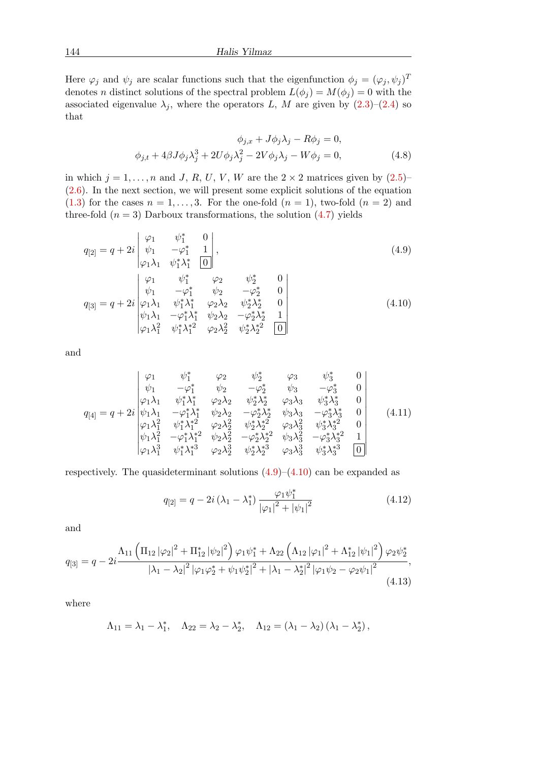Here $\varphi_j$ and $\psi_j$ are scalar functions such that the eigenfunction $\phi_j = (\varphi_j, \psi_j)^T$ denotes $n$ distinct solutions of the spectral problem $L(\phi_j) = M(\phi_j) = 0$ with the associated eigenvalue $\lambda_j$, where the operators $L$, $M$ are given by (2.3)–(2.4) so that

$$
\begin{aligned}
\phi_{j,x} + J\phi_j\lambda_j - R\phi_j &= 0, \\
\phi_{j,t} + 4\beta J\phi_j\lambda_j^3 + 2U\phi_j\lambda_j^2 - 2V\phi_j\lambda_j - W\phi_j &= 0,
\end{aligned}
\tag{4.8}
$$

in which $j = 1, \ldots, n$ and $J$, $R$, $U$, $V$, $W$ are the $2 \times 2$ matrices given by (2.5)–(2.6). In the next section, we will present some explicit solutions of the equation (1.3) for the cases $n = 1, \ldots, 3$. For the one-fold ($n = 1$), two-fold ($n = 2$) and three-fold ($n = 3$) Darboux transformations, the solution (4.7) yields

$$
q_{[2]} = q + 2i \begin{vmatrix} \varphi_1 & \psi_1^* & 0 \\ \psi_1 & -\varphi_1^* & 1 \\ \varphi_1\lambda_1 & \psi_1^*\lambda_1^* & \boxed{0} \end{vmatrix},
\tag{4.9}
$$

$$
q_{[3]} = q + 2i \begin{vmatrix} \varphi_1 & \psi_1^* & \varphi_2 & \psi_2^* & 0 \\ \psi_1 & -\varphi_1^* & \psi_2 & -\varphi_2^* & 0 \\ \varphi_1\lambda_1 & \psi_1^*\lambda_1^* & \varphi_2\lambda_2 & \psi_2^*\lambda_2^* & 0 \\ \psi_1\lambda_1 & -\varphi_1^*\lambda_1^* & \psi_2\lambda_2 & -\varphi_2^*\lambda_2^* & 1 \\ \varphi_1\lambda_1^2 & \psi_1^*\lambda_1^{*2} & \varphi_2\lambda_2^2 & \psi_2^*\lambda_2^{*2} & \boxed{0} \end{vmatrix}
\tag{4.10}
$$

and

$$
q_{[4]} = q + 2i \begin{vmatrix} \varphi_1 & \psi_1^* & \varphi_2 & \psi_2^* & \varphi_3 & \psi_3^* & 0 \\ \psi_1 & -\varphi_1^* & \psi_2 & -\varphi_2^* & \psi_3 & -\varphi_3^* & 0 \\ \varphi_1\lambda_1 & \psi_1^*\lambda_1^* & \varphi_2\lambda_2 & \psi_2^*\lambda_2^* & \varphi_3\lambda_3 & \psi_3^*\lambda_3^* & 0 \\ \psi_1\lambda_1 & -\varphi_1^*\lambda_1^* & \psi_2\lambda_2 & -\varphi_2^*\lambda_2^* & \psi_3\lambda_3 & -\varphi_3^*\lambda_3^* & 0 \\ \varphi_1\lambda_1^2 & \psi_1^*\lambda_1^{*2} & \varphi_2\lambda_2^2 & \psi_2^*\lambda_2^{*2} & \varphi_3\lambda_3^2 & \psi_3^*\lambda_3^{*2} & 0 \\ \psi_1\lambda_1^2 & -\varphi_1^*\lambda_1^{*2} & \psi_2\lambda_2^2 & -\varphi_2^*\lambda_2^{*2} & \psi_3\lambda_3^2 & -\varphi_3^*\lambda_3^{*2} & 1 \\ \varphi_1\lambda_1^3 & \psi_1^*\lambda_1^{*3} & \varphi_2\lambda_2^3 & \psi_2^*\lambda_2^{*3} & \varphi_3\lambda_3^3 & \psi_3^*\lambda_3^{*3} & \boxed{0} \end{vmatrix}
\tag{4.11}
$$

respectively. The quasideterminant solutions (4.9)–(4.10) can be expanded as

$$
q_{[2]} = q - 2i\left(\lambda_1 - \lambda_1^*\right) \frac{\varphi_1\psi_1^*}{|\varphi_1|^2 + |\psi_1|^2}
\tag{4.12}
$$

and

$$
q_{[3]} = q - 2i \frac{\Lambda_{11}\left(\Pi_{12}|\varphi_2|^2 + \Pi_{12}^*|\psi_2|^2\right)\varphi_1\psi_1^* + \Lambda_{22}\left(\Lambda_{12}|\varphi_1|^2 + \Lambda_{12}^*|\psi_1|^2\right)\varphi_2\psi_2^*}{|\lambda_1 - \lambda_2|^2\left|\varphi_1\varphi_2^* + \psi_1\psi_2^*\right|^2 + |\lambda_1 - \lambda_2^*|^2\left|\varphi_1\psi_2 - \varphi_2\psi_1\right|^2},
\tag{4.13}
$$

where

$$
\Lambda_{11} = \lambda_1 - \lambda_1^*, \quad \Lambda_{22} = \lambda_2 - \lambda_2^*, \quad \Lambda_{12} = \left(\lambda_1 - \lambda_2\right)\left(\lambda_1 - \lambda_2^*\right),
$$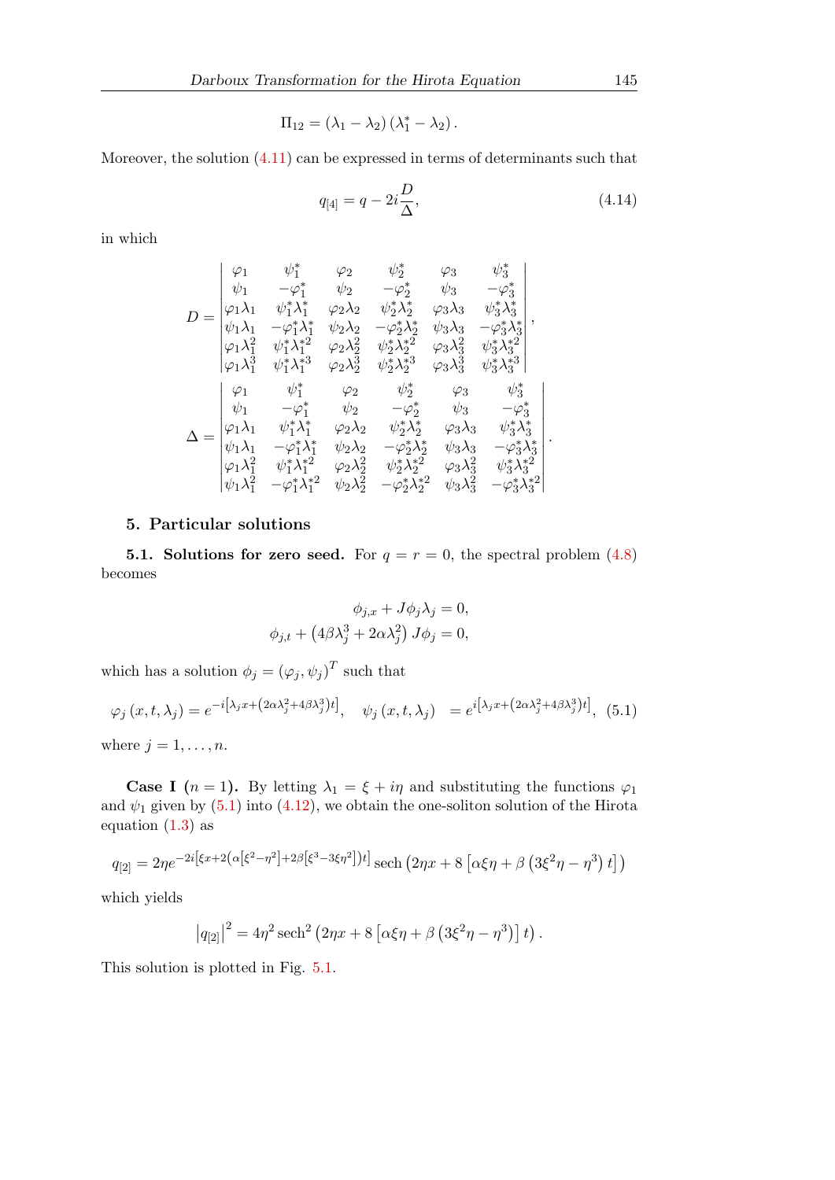$$\Pi_{12} = (\lambda_1 - \lambda_2)(\lambda_1^* - \lambda_2).$$

Moreover, the solution (4.11) can be expressed in terms of determinants such that

$$q_{[4]} = q - 2i\frac{D}{\Delta}, \tag{4.14}$$

in which

$$D = \begin{vmatrix} \varphi_1 & \psi_1^* & \varphi_2 & \psi_2^* & \varphi_3 & \psi_3^* \\ \psi_1 & -\varphi_1^* & \psi_2 & -\varphi_2^* & \psi_3 & -\varphi_3^* \\ \varphi_1\lambda_1 & \psi_1^*\lambda_1^* & \varphi_2\lambda_2 & \psi_2^*\lambda_2^* & \varphi_3\lambda_3 & \psi_3^*\lambda_3^* \\ \psi_1\lambda_1 & -\varphi_1^*\lambda_1^* & \psi_2\lambda_2 & -\varphi_2^*\lambda_2^* & \psi_3\lambda_3 & -\varphi_3^*\lambda_3^* \\ \varphi_1\lambda_1^2 & \psi_1^*\lambda_1^{*2} & \varphi_2\lambda_2^2 & \psi_2^*\lambda_2^{*2} & \varphi_3\lambda_3^2 & \psi_3^*\lambda_3^{*2} \\ \varphi_1\lambda_1^3 & \psi_1^*\lambda_1^{*3} & \varphi_2\lambda_2^3 & \psi_2^*\lambda_2^{*3} & \varphi_3\lambda_3^3 & \psi_3^*\lambda_3^{*3} \end{vmatrix},$$

$$\Delta = \begin{vmatrix} \varphi_1 & \psi_1^* & \varphi_2 & \psi_2^* & \varphi_3 & \psi_3^* \\ \psi_1 & -\varphi_1^* & \psi_2 & -\varphi_2^* & \psi_3 & -\varphi_3^* \\ \varphi_1\lambda_1 & \psi_1^*\lambda_1^* & \varphi_2\lambda_2 & \psi_2^*\lambda_2^* & \varphi_3\lambda_3 & \psi_3^*\lambda_3^* \\ \psi_1\lambda_1 & -\varphi_1^*\lambda_1^* & \psi_2\lambda_2 & -\varphi_2^*\lambda_2^* & \psi_3\lambda_3 & -\varphi_3^*\lambda_3^* \\ \varphi_1\lambda_1^2 & \psi_1^*\lambda_1^{*2} & \varphi_2\lambda_2^2 & \psi_2^*\lambda_2^{*2} & \varphi_3\lambda_3^2 & \psi_3^*\lambda_3^{*2} \\ \psi_1\lambda_1^2 & -\varphi_1^*\lambda_1^{*2} & \psi_2\lambda_2^2 & -\varphi_2^*\lambda_2^{*2} & \psi_3\lambda_3^2 & -\varphi_3^*\lambda_3^{*2} \end{vmatrix}.$$

## 5. Particular solutions

**5.1. Solutions for zero seed.** For $q = r = 0$, the spectral problem (4.8) becomes

$$\phi_{j,x} + J\phi_j\lambda_j = 0,$$
$$\phi_{j,t} + \left(4\beta\lambda_j^3 + 2\alpha\lambda_j^2\right)J\phi_j = 0,$$

which has a solution $\phi_j = (\varphi_j, \psi_j)^T$ such that

$$\varphi_j(x,t,\lambda_j) = e^{-i\left[\lambda_j x + \left(2\alpha\lambda_j^2 + 4\beta\lambda_j^3\right)t\right]}, \quad \psi_j(x,t,\lambda_j) = e^{i\left[\lambda_j x + \left(2\alpha\lambda_j^2 + 4\beta\lambda_j^3\right)t\right]}, \tag{5.1}$$

where $j = 1, \ldots, n$.

**Case I ($n = 1$).** By letting $\lambda_1 = \xi + i\eta$ and substituting the functions $\varphi_1$ and $\psi_1$ given by (5.1) into (4.12), we obtain the one-soliton solution of the Hirota equation (1.3) as

$$q_{[2]} = 2\eta e^{-2i\left[\xi x + 2\left(\alpha\left[\xi^2 - \eta^2\right] + 2\beta\left[\xi^3 - 3\xi\eta^2\right]\right)t\right]} \operatorname{sech}\left(2\eta x + 8\left[\alpha\xi\eta + \beta\left(3\xi^2\eta - \eta^3\right)t\right]\right)$$

which yields

$$\left|q_{[2]}\right|^2 = 4\eta^2 \operatorname{sech}^2\left(2\eta x + 8\left[\alpha\xi\eta + \beta\left(3\xi^2\eta - \eta^3\right)\right]t\right).$$

This solution is plotted in Fig. 5.1.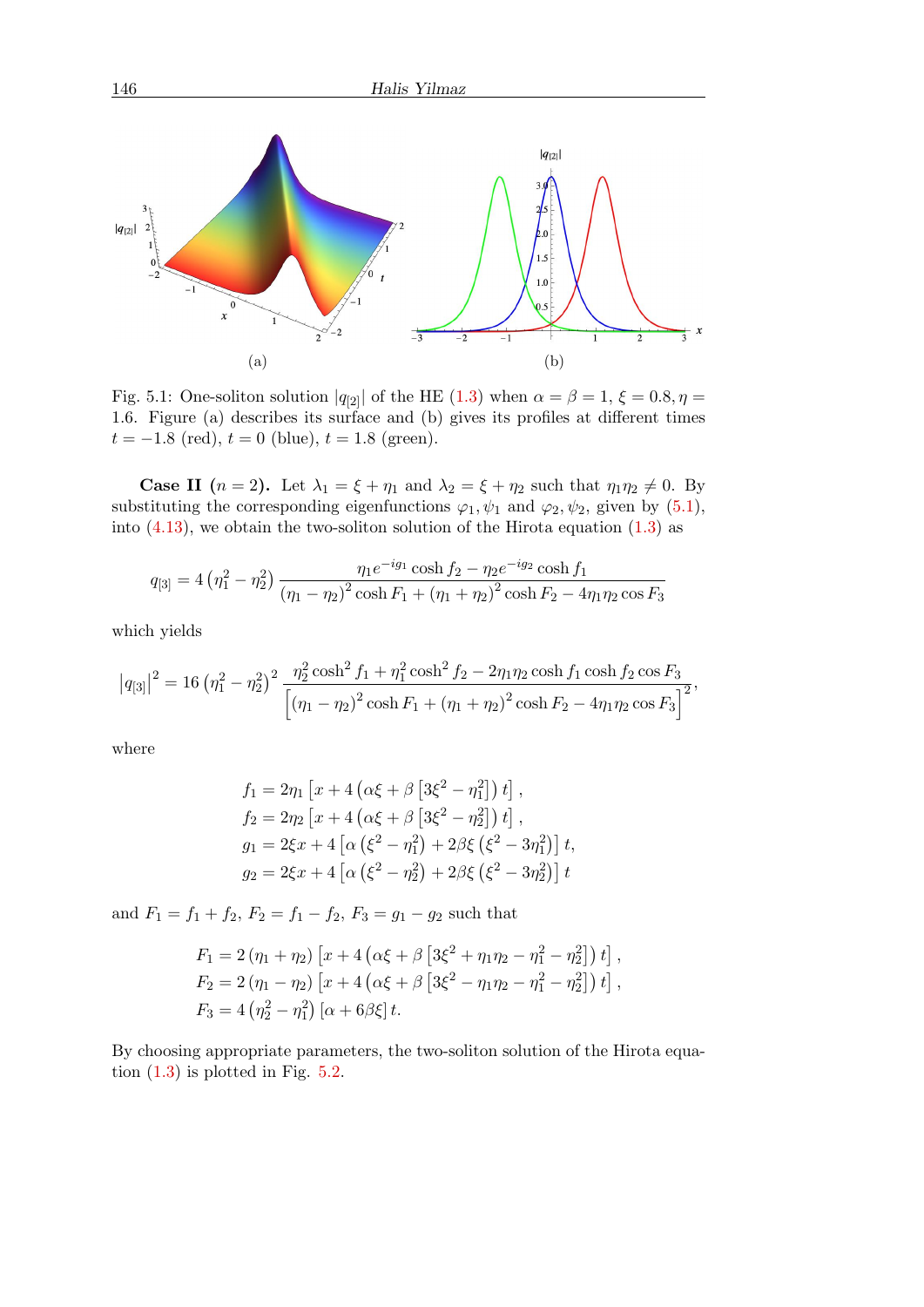Fig. 5.1: One-soliton solution $|q_{[2]}|$ of the HE (1.3) when $\alpha = \beta = 1$, $\xi = 0.8, \eta = 1.6$. Figure (a) describes its surface and (b) gives its profiles at different times $t = -1.8$ (red), $t = 0$ (blue), $t = 1.8$ (green).

**Case II ($n = 2$).** Let $\lambda_1 = \xi + \eta_1$ and $\lambda_2 = \xi + \eta_2$ such that $\eta_1 \eta_2 \neq 0$. By substituting the corresponding eigenfunctions $\varphi_1, \psi_1$ and $\varphi_2, \psi_2$, given by (5.1), into (4.13), we obtain the two-soliton solution of the Hirota equation (1.3) as

$$q_{[3]} = 4\left(\eta_1^2 - \eta_2^2\right) \frac{\eta_1 e^{-ig_1} \cosh f_2 - \eta_2 e^{-ig_2} \cosh f_1}{\left(\eta_1 - \eta_2\right)^2 \cosh F_1 + \left(\eta_1 + \eta_2\right)^2 \cosh F_2 - 4\eta_1 \eta_2 \cos F_3}$$

which yields

$$\left|q_{[3]}\right|^2 = 16\left(\eta_1^2 - \eta_2^2\right)^2 \frac{\eta_2^2 \cosh^2 f_1 + \eta_1^2 \cosh^2 f_2 - 2\eta_1 \eta_2 \cosh f_1 \cosh f_2 \cos F_3}{\left[\left(\eta_1 - \eta_2\right)^2 \cosh F_1 + \left(\eta_1 + \eta_2\right)^2 \cosh F_2 - 4\eta_1 \eta_2 \cos F_3\right]^2},$$

where

$$\begin{aligned}
f_1 &= 2\eta_1 \left[x + 4\left(\alpha\xi + \beta\left[3\xi^2 - \eta_1^2\right]\right) t\right], \\
f_2 &= 2\eta_2 \left[x + 4\left(\alpha\xi + \beta\left[3\xi^2 - \eta_2^2\right]\right) t\right], \\
g_1 &= 2\xi x + 4\left[\alpha\left(\xi^2 - \eta_1^2\right) + 2\beta\xi\left(\xi^2 - 3\eta_1^2\right)\right] t, \\
g_2 &= 2\xi x + 4\left[\alpha\left(\xi^2 - \eta_2^2\right) + 2\beta\xi\left(\xi^2 - 3\eta_2^2\right)\right] t
\end{aligned}$$

and $F_1 = f_1 + f_2$, $F_2 = f_1 - f_2$, $F_3 = g_1 - g_2$ such that

$$\begin{aligned}
F_1 &= 2\left(\eta_1 + \eta_2\right)\left[x + 4\left(\alpha\xi + \beta\left[3\xi^2 + \eta_1\eta_2 - \eta_1^2 - \eta_2^2\right]\right) t\right], \\
F_2 &= 2\left(\eta_1 - \eta_2\right)\left[x + 4\left(\alpha\xi + \beta\left[3\xi^2 - \eta_1\eta_2 - \eta_1^2 - \eta_2^2\right]\right) t\right], \\
F_3 &= 4\left(\eta_2^2 - \eta_1^2\right)\left[\alpha + 6\beta\xi\right] t.
\end{aligned}$$

By choosing appropriate parameters, the two-soliton solution of the Hirota equation (1.3) is plotted in Fig. 5.2.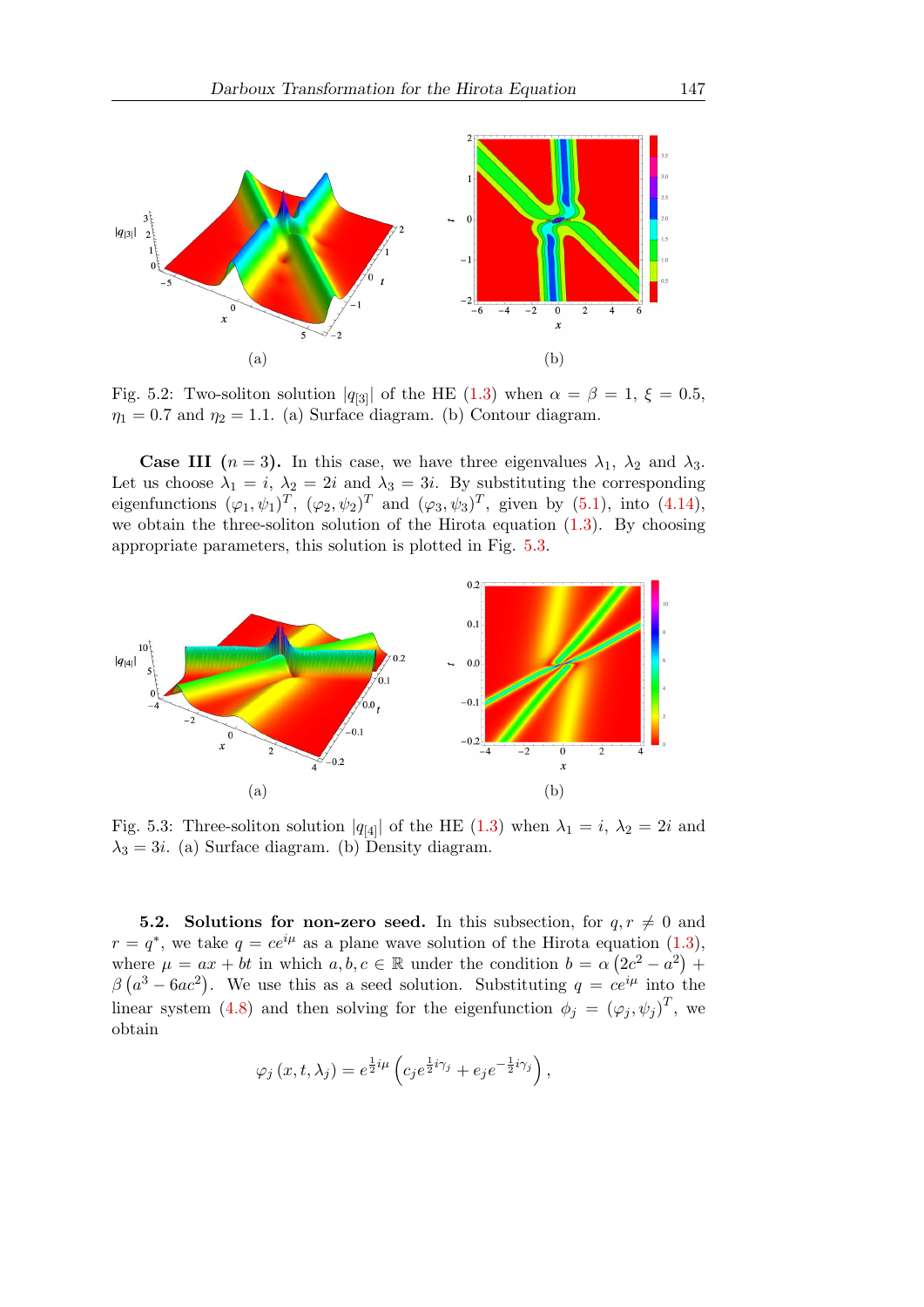Fig. 5.2: Two-soliton solution $|q_{[3]}|$ of the HE (1.3) when $\alpha = \beta = 1$, $\xi = 0.5$, $\eta_1 = 0.7$ and $\eta_2 = 1.1$. (a) Surface diagram. (b) Contour diagram.

**Case III ($n = 3$).** In this case, we have three eigenvalues $\lambda_1$, $\lambda_2$ and $\lambda_3$. Let us choose $\lambda_1 = i$, $\lambda_2 = 2i$ and $\lambda_3 = 3i$. By substituting the corresponding eigenfunctions $(\varphi_1, \psi_1)^T$, $(\varphi_2, \psi_2)^T$ and $(\varphi_3, \psi_3)^T$, given by (5.1), into (4.14), we obtain the three-soliton solution of the Hirota equation (1.3). By choosing appropriate parameters, this solution is plotted in Fig. 5.3.

Fig. 5.3: Three-soliton solution $|q_{[4]}|$ of the HE (1.3) when $\lambda_1 = i$, $\lambda_2 = 2i$ and $\lambda_3 = 3i$. (a) Surface diagram. (b) Density diagram.

**5.2. Solutions for non-zero seed.** In this subsection, for $q, r \neq 0$ and $r = q^*$, we take $q = ce^{i\mu}$ as a plane wave solution of the Hirota equation (1.3), where $\mu = ax + bt$ in which $a, b, c \in \mathbb{R}$ under the condition $b = \alpha\left(2c^2 - a^2\right) + \beta\left(a^3 - 6ac^2\right)$. We use this as a seed solution. Substituting $q = ce^{i\mu}$ into the linear system (4.8) and then solving for the eigenfunction $\phi_j = (\varphi_j, \psi_j)^T$, we obtain

$$\varphi_j\left(x, t, \lambda_j\right) = e^{\frac{1}{2}i\mu}\left(c_j e^{\frac{1}{2}i\gamma_j} + e_j e^{-\frac{1}{2}i\gamma_j}\right),$$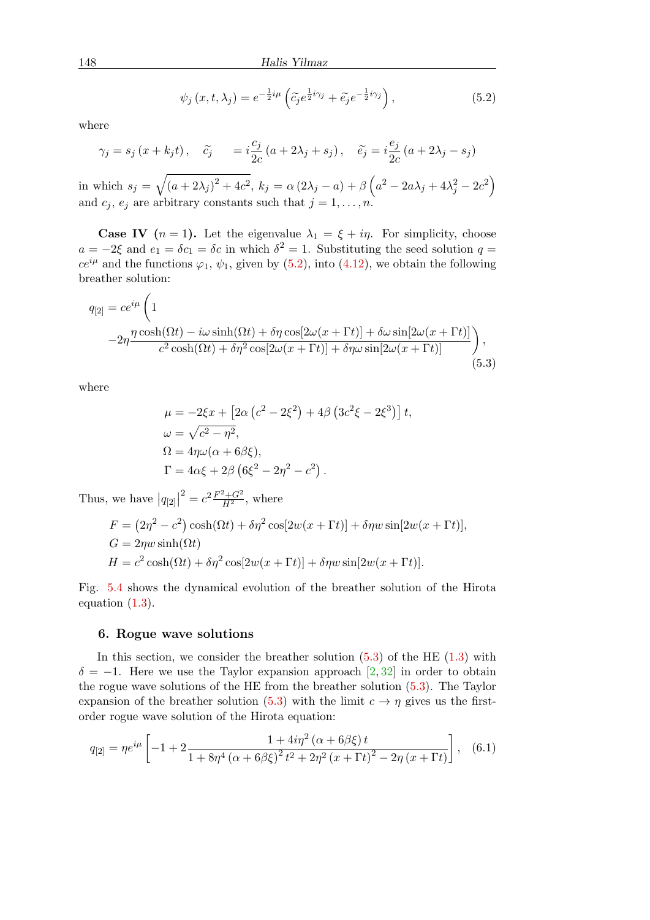$$\psi_j(x,t,\lambda_j) = e^{-\frac{1}{2}i\mu}\left(\widetilde{c_j}e^{\frac{1}{2}i\gamma_j} + \widetilde{e_j}e^{-\frac{1}{2}i\gamma_j}\right), \tag{5.2}$$

where

$$\gamma_j = s_j(x + k_j t), \quad \widetilde{c_j} \quad = i\frac{c_j}{2c}(a + 2\lambda_j + s_j), \quad \widetilde{e_j} = i\frac{e_j}{2c}(a + 2\lambda_j - s_j)$$

in which $s_j = \sqrt{(a+2\lambda_j)^2 + 4c^2}$, $k_j = \alpha(2\lambda_j - a) + \beta\left(a^2 - 2a\lambda_j + 4\lambda_j^2 - 2c^2\right)$ and $c_j$, $e_j$ are arbitrary constants such that $j = 1, \ldots, n$.

**Case IV** $(n=1)$**.** Let the eigenvalue $\lambda_1 = \xi + i\eta$. For simplicity, choose $a = -2\xi$ and $e_1 = \delta c_1 = \delta c$ in which $\delta^2 = 1$. Substituting the seed solution $q = ce^{i\mu}$ and the functions $\varphi_1$, $\psi_1$, given by (5.2), into (4.12), we obtain the following breather solution:

$$q_{[2]} = ce^{i\mu}\Bigg(1 \\ -2\eta\frac{\eta\cosh(\Omega t) - i\omega\sinh(\Omega t) + \delta\eta\cos[2\omega(x+\Gamma t)] + \delta\omega\sin[2\omega(x+\Gamma t)]}{c^2\cosh(\Omega t) + \delta\eta^2\cos[2\omega(x+\Gamma t)] + \delta\eta\omega\sin[2\omega(x+\Gamma t)]}\Bigg), \tag{5.3}$$

where

$$\begin{aligned}
\mu &= -2\xi x + \left[2\alpha\left(c^2 - 2\xi^2\right) + 4\beta\left(3c^2\xi - 2\xi^3\right)\right]t, \\
\omega &= \sqrt{c^2 - \eta^2}, \\
\Omega &= 4\eta\omega(\alpha + 6\beta\xi), \\
\Gamma &= 4\alpha\xi + 2\beta\left(6\xi^2 - 2\eta^2 - c^2\right).
\end{aligned}$$

Thus, we have $\left|q_{[2]}\right|^2 = c^2\frac{F^2+G^2}{H^2}$, where

$$\begin{aligned}
F &= \left(2\eta^2 - c^2\right)\cosh(\Omega t) + \delta\eta^2\cos[2w(x+\Gamma t)] + \delta\eta w\sin[2w(x+\Gamma t)], \\
G &= 2\eta w\sinh(\Omega t) \\
H &= c^2\cosh(\Omega t) + \delta\eta^2\cos[2w(x+\Gamma t)] + \delta\eta w\sin[2w(x+\Gamma t)].
\end{aligned}$$

Fig. 5.4 shows the dynamical evolution of the breather solution of the Hirota equation (1.3).

## 6. Rogue wave solutions

In this section, we consider the breather solution (5.3) of the HE (1.3) with $\delta = -1$. Here we use the Taylor expansion approach [2, 32] in order to obtain the rogue wave solutions of the HE from the breather solution (5.3). The Taylor expansion of the breather solution (5.3) with the limit $c \to \eta$ gives us the first-order rogue wave solution of the Hirota equation:

$$q_{[2]} = \eta e^{i\mu}\left[-1 + 2\frac{1 + 4i\eta^2(\alpha + 6\beta\xi)t}{1 + 8\eta^4(\alpha+6\beta\xi)^2 t^2 + 2\eta^2(x+\Gamma t)^2 - 2\eta(x+\Gamma t)}\right], \tag{6.1}$$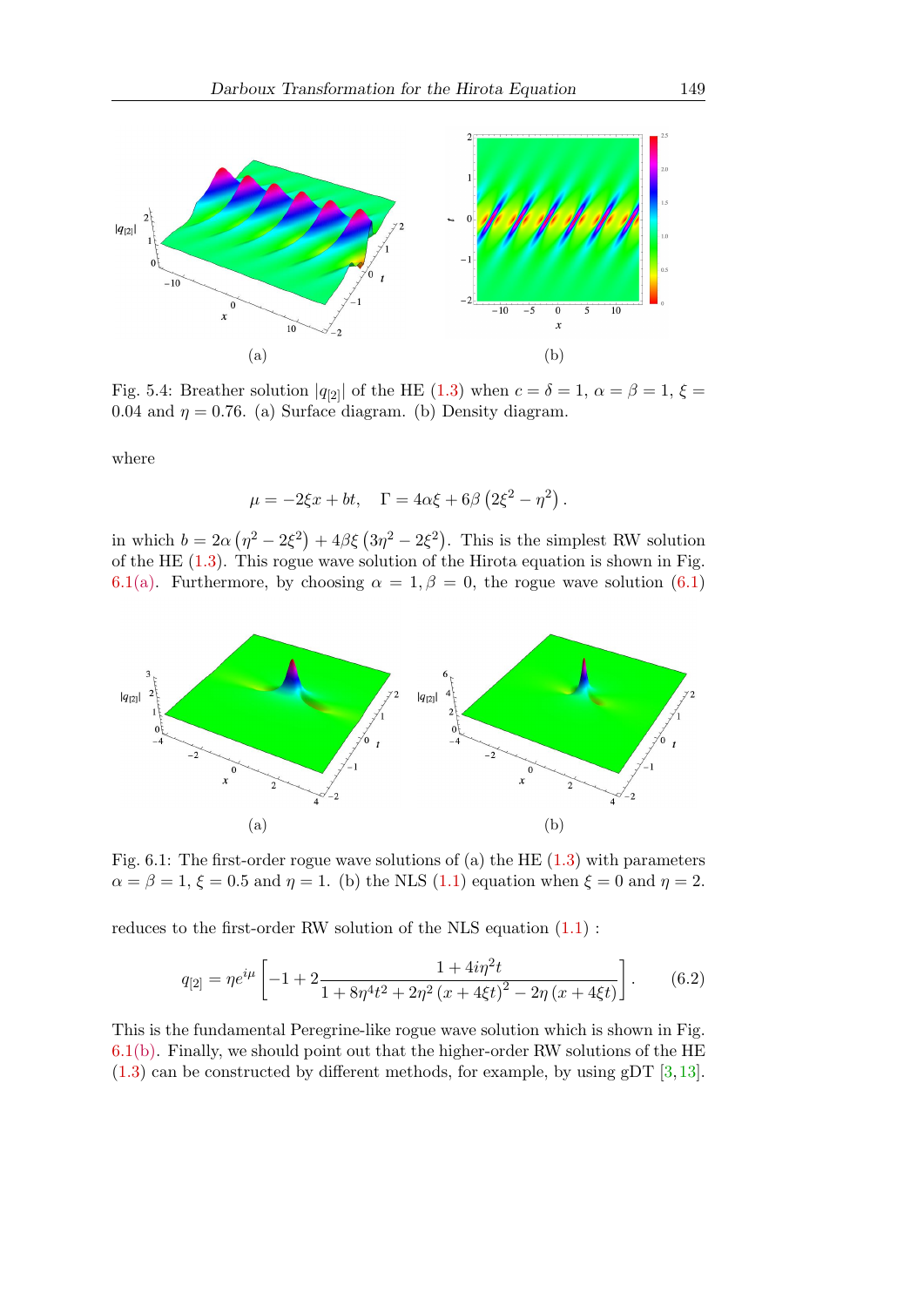(a)

(b)

Fig. 5.4: Breather solution $|q_{[2]}|$ of the HE (1.3) when $c = \delta = 1$, $\alpha = \beta = 1$, $\xi = 0.04$ and $\eta = 0.76$. (a) Surface diagram. (b) Density diagram.

where

$$\mu = -2\xi x + bt, \quad \Gamma = 4\alpha\xi + 6\beta\left(2\xi^2 - \eta^2\right).$$

in which $b = 2\alpha\left(\eta^2 - 2\xi^2\right) + 4\beta\xi\left(3\eta^2 - 2\xi^2\right)$. This is the simplest RW solution of the HE (1.3). This rogue wave solution of the Hirota equation is shown in Fig. 6.1(a). Furthermore, by choosing $\alpha = 1, \beta = 0$, the rogue wave solution (6.1)

(a)

(b)

Fig. 6.1: The first-order rogue wave solutions of (a) the HE (1.3) with parameters $\alpha = \beta = 1$, $\xi = 0.5$ and $\eta = 1$. (b) the NLS (1.1) equation when $\xi = 0$ and $\eta = 2$.

reduces to the first-order RW solution of the NLS equation (1.1) :

$$q_{[2]} = \eta e^{i\mu}\left[-1 + 2\frac{1 + 4i\eta^2 t}{1 + 8\eta^4 t^2 + 2\eta^2\left(x + 4\xi t\right)^2 - 2\eta\left(x + 4\xi t\right)}\right]. \tag{6.2}$$

This is the fundamental Peregrine-like rogue wave solution which is shown in Fig. 6.1(b). Finally, we should point out that the higher-order RW solutions of the HE (1.3) can be constructed by different methods, for example, by using gDT [3,13].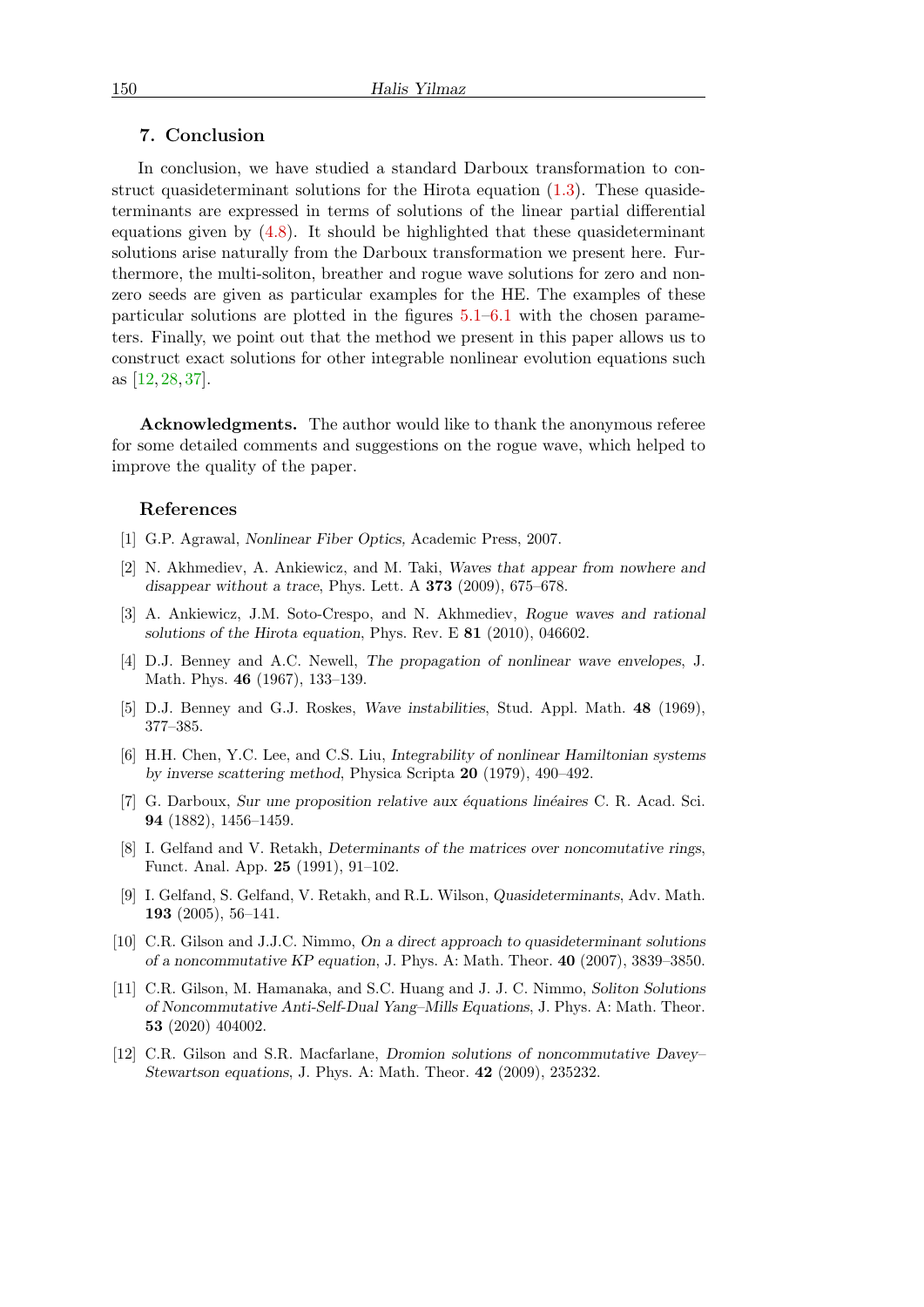## 7. Conclusion

In conclusion, we have studied a standard Darboux transformation to construct quasideterminant solutions for the Hirota equation (1.3). These quasideterminants are expressed in terms of solutions of the linear partial differential equations given by (4.8). It should be highlighted that these quasideterminant solutions arise naturally from the Darboux transformation we present here. Furthermore, the multi-soliton, breather and rogue wave solutions for zero and nonzero seeds are given as particular examples for the HE. The examples of these particular solutions are plotted in the figures 5.1–6.1 with the chosen parameters. Finally, we point out that the method we present in this paper allows us to construct exact solutions for other integrable nonlinear evolution equations such as [12, 28, 37].

**Acknowledgments.** The author would like to thank the anonymous referee for some detailed comments and suggestions on the rogue wave, which helped to improve the quality of the paper.

### References

[1] G.P. Agrawal, *Nonlinear Fiber Optics,* Academic Press, 2007.

[2] N. Akhmediev, A. Ankiewicz, and M. Taki, *Waves that appear from nowhere and disappear without a trace*, Phys. Lett. A **373** (2009), 675–678.

[3] A. Ankiewicz, J.M. Soto-Crespo, and N. Akhmediev, *Rogue waves and rational solutions of the Hirota equation*, Phys. Rev. E **81** (2010), 046602.

[4] D.J. Benney and A.C. Newell, *The propagation of nonlinear wave envelopes*, J. Math. Phys. **46** (1967), 133–139.

[5] D.J. Benney and G.J. Roskes, *Wave instabilities*, Stud. Appl. Math. **48** (1969), 377–385.

[6] H.H. Chen, Y.C. Lee, and C.S. Liu, *Integrability of nonlinear Hamiltonian systems by inverse scattering method*, Physica Scripta **20** (1979), 490–492.

[7] G. Darboux, *Sur une proposition relative aux équations linéaires* C. R. Acad. Sci. **94** (1882), 1456–1459.

[8] I. Gelfand and V. Retakh, *Determinants of the matrices over noncomutative rings*, Funct. Anal. App. **25** (1991), 91–102.

[9] I. Gelfand, S. Gelfand, V. Retakh, and R.L. Wilson, *Quasideterminants*, Adv. Math. **193** (2005), 56–141.

[10] C.R. Gilson and J.J.C. Nimmo, *On a direct approach to quasideterminant solutions of a noncommutative KP equation*, J. Phys. A: Math. Theor. **40** (2007), 3839–3850.

[11] C.R. Gilson, M. Hamanaka, and S.C. Huang and J. J. C. Nimmo, *Soliton Solutions of Noncommutative Anti-Self-Dual Yang–Mills Equations*, J. Phys. A: Math. Theor. **53** (2020) 404002.

[12] C.R. Gilson and S.R. Macfarlane, *Dromion solutions of noncommutative Davey–Stewartson equations*, J. Phys. A: Math. Theor. **42** (2009), 235232.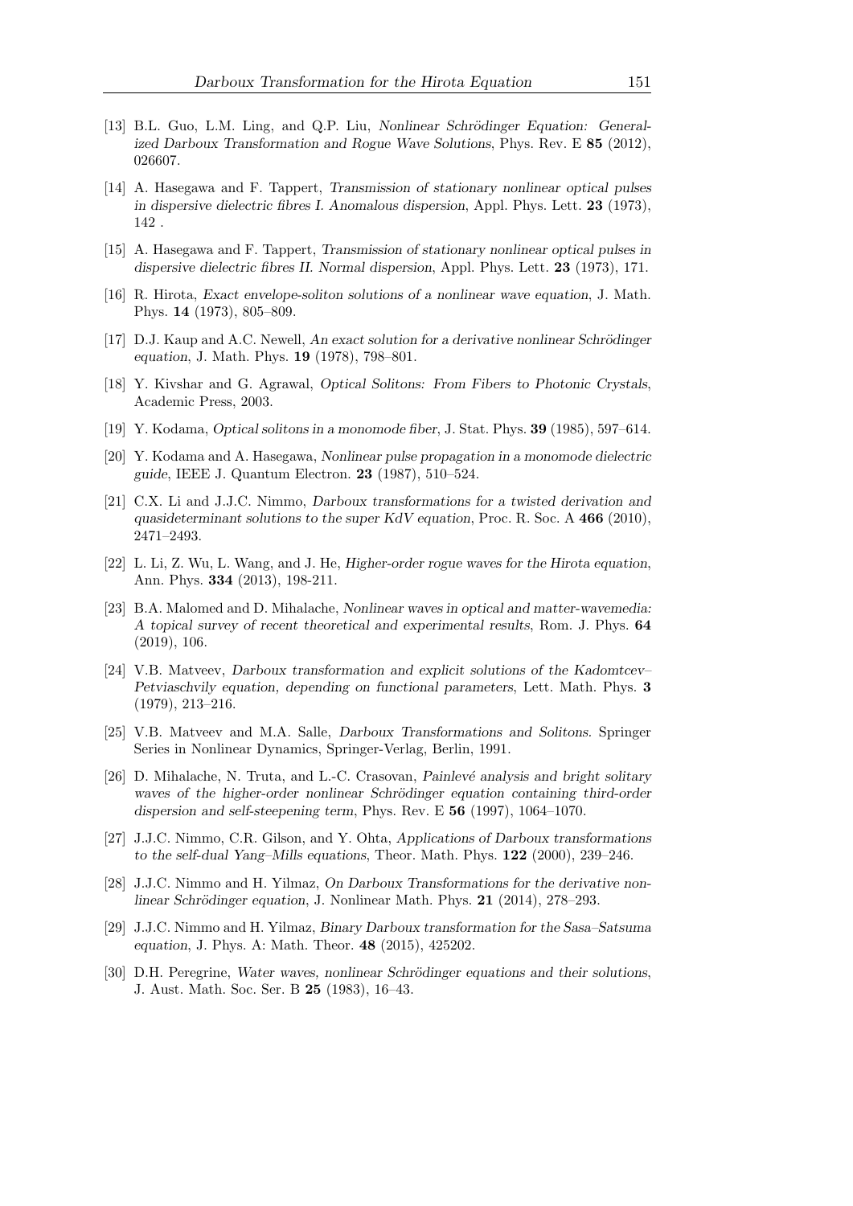[13] B.L. Guo, L.M. Ling, and Q.P. Liu, *Nonlinear Schrödinger Equation: Generalized Darboux Transformation and Rogue Wave Solutions*, Phys. Rev. E **85** (2012), 026607.

[14] A. Hasegawa and F. Tappert, *Transmission of stationary nonlinear optical pulses in dispersive dielectric fibres I. Anomalous dispersion*, Appl. Phys. Lett. **23** (1973), 142 .

[15] A. Hasegawa and F. Tappert, *Transmission of stationary nonlinear optical pulses in dispersive dielectric fibres II. Normal dispersion*, Appl. Phys. Lett. **23** (1973), 171.

[16] R. Hirota, *Exact envelope-soliton solutions of a nonlinear wave equation*, J. Math. Phys. **14** (1973), 805–809.

[17] D.J. Kaup and A.C. Newell, *An exact solution for a derivative nonlinear Schrödinger equation*, J. Math. Phys. **19** (1978), 798–801.

[18] Y. Kivshar and G. Agrawal, *Optical Solitons: From Fibers to Photonic Crystals*, Academic Press, 2003.

[19] Y. Kodama, *Optical solitons in a monomode fiber*, J. Stat. Phys. **39** (1985), 597–614.

[20] Y. Kodama and A. Hasegawa, *Nonlinear pulse propagation in a monomode dielectric guide*, IEEE J. Quantum Electron. **23** (1987), 510–524.

[21] C.X. Li and J.J.C. Nimmo, *Darboux transformations for a twisted derivation and quasideterminant solutions to the super KdV equation*, Proc. R. Soc. A **466** (2010), 2471–2493.

[22] L. Li, Z. Wu, L. Wang, and J. He, *Higher-order rogue waves for the Hirota equation*, Ann. Phys. **334** (2013), 198-211.

[23] B.A. Malomed and D. Mihalache, *Nonlinear waves in optical and matter-wavemedia: A topical survey of recent theoretical and experimental results*, Rom. J. Phys. **64** (2019), 106.

[24] V.B. Matveev, *Darboux transformation and explicit solutions of the Kadomtcev–Petviaschvily equation, depending on functional parameters*, Lett. Math. Phys. **3** (1979), 213–216.

[25] V.B. Matveev and M.A. Salle, *Darboux Transformations and Solitons*. Springer Series in Nonlinear Dynamics, Springer-Verlag, Berlin, 1991.

[26] D. Mihalache, N. Truta, and L.-C. Crasovan, *Painlevé analysis and bright solitary waves of the higher-order nonlinear Schrödinger equation containing third-order dispersion and self-steepening term*, Phys. Rev. E **56** (1997), 1064–1070.

[27] J.J.C. Nimmo, C.R. Gilson, and Y. Ohta, *Applications of Darboux transformations to the self-dual Yang–Mills equations*, Theor. Math. Phys. **122** (2000), 239–246.

[28] J.J.C. Nimmo and H. Yilmaz, *On Darboux Transformations for the derivative nonlinear Schrödinger equation*, J. Nonlinear Math. Phys. **21** (2014), 278–293.

[29] J.J.C. Nimmo and H. Yilmaz, *Binary Darboux transformation for the Sasa–Satsuma equation*, J. Phys. A: Math. Theor. **48** (2015), 425202.

[30] D.H. Peregrine, *Water waves, nonlinear Schrödinger equations and their solutions*, J. Aust. Math. Soc. Ser. B **25** (1983), 16–43.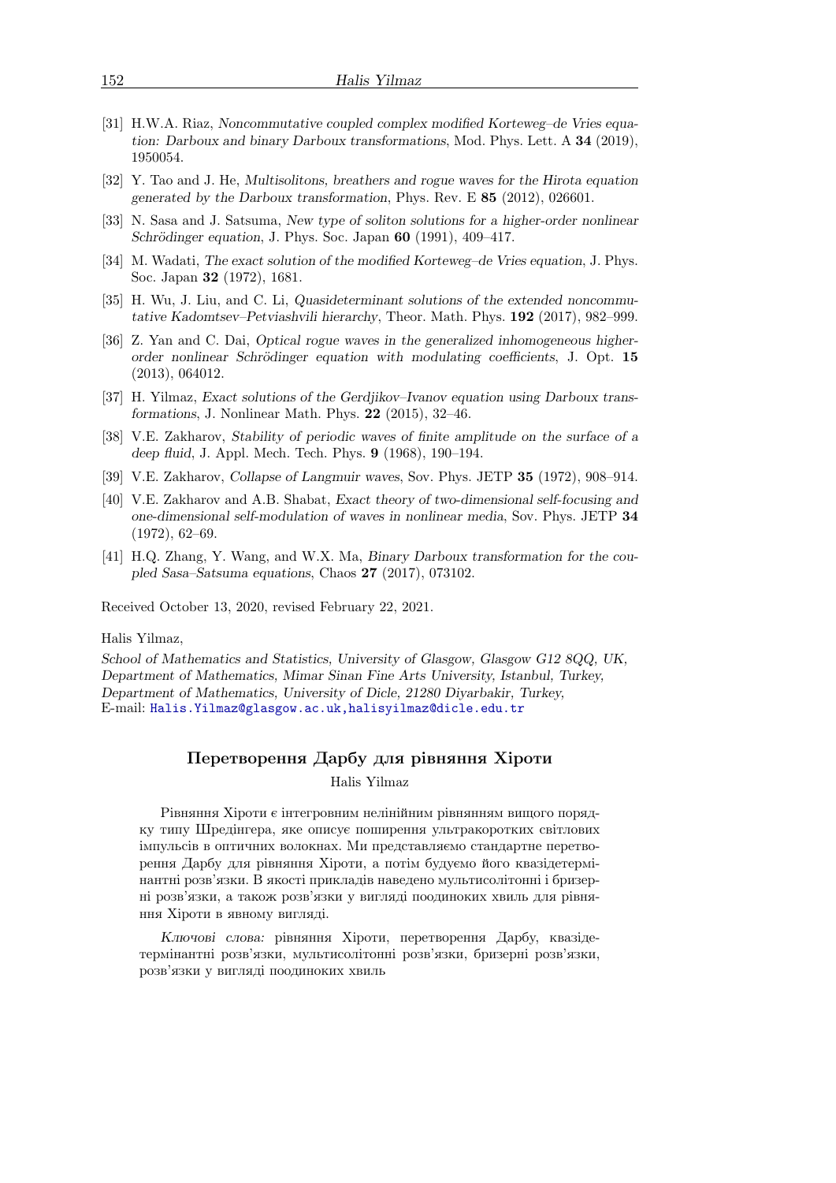[31] H.W.A. Riaz, *Noncommutative coupled complex modified Korteweg–de Vries equation: Darboux and binary Darboux transformations*, Mod. Phys. Lett. A **34** (2019), 1950054.

[32] Y. Tao and J. He, *Multisolitons, breathers and rogue waves for the Hirota equation generated by the Darboux transformation*, Phys. Rev. E **85** (2012), 026601.

[33] N. Sasa and J. Satsuma, *New type of soliton solutions for a higher-order nonlinear Schrödinger equation*, J. Phys. Soc. Japan **60** (1991), 409–417.

[34] M. Wadati, *The exact solution of the modified Korteweg–de Vries equation*, J. Phys. Soc. Japan **32** (1972), 1681.

[35] H. Wu, J. Liu, and C. Li, *Quasideterminant solutions of the extended noncommutative Kadomtsev–Petviashvili hierarchy*, Theor. Math. Phys. **192** (2017), 982–999.

[36] Z. Yan and C. Dai, *Optical rogue waves in the generalized inhomogeneous higher-order nonlinear Schrödinger equation with modulating coefficients*, J. Opt. **15** (2013), 064012.

[37] H. Yilmaz, *Exact solutions of the Gerdjikov–Ivanov equation using Darboux transformations*, J. Nonlinear Math. Phys. **22** (2015), 32–46.

[38] V.E. Zakharov, *Stability of periodic waves of finite amplitude on the surface of a deep fluid*, J. Appl. Mech. Tech. Phys. **9** (1968), 190–194.

[39] V.E. Zakharov, *Collapse of Langmuir waves*, Sov. Phys. JETP **35** (1972), 908–914.

[40] V.E. Zakharov and A.B. Shabat, *Exact theory of two-dimensional self-focusing and one-dimensional self-modulation of waves in nonlinear media*, Sov. Phys. JETP **34** (1972), 62–69.

[41] H.Q. Zhang, Y. Wang, and W.X. Ma, *Binary Darboux transformation for the coupled Sasa–Satsuma equations*, Chaos **27** (2017), 073102.

Received October 13, 2020, revised February 22, 2021.

Halis Yilmaz,

*School of Mathematics and Statistics, University of Glasgow, Glasgow G12 8QQ, UK,*
*Department of Mathematics, Mimar Sinan Fine Arts University, Istanbul, Turkey,*
*Department of Mathematics, University of Dicle, 21280 Diyarbakir, Turkey,*
E-mail: Halis.Yilmaz@glasgow.ac.uk,halisyilmaz@dicle.edu.tr

## Перетворення Дарбу для рівняння Хіроти

Halis Yilmaz

Рівняння Хіроти є інтегровним нелінійним рівнянням вищого порядку типу Шредінгера, яке описує поширення ультракоротких світлових імпульсів в оптичних волокнах. Ми представляємо стандартне перетворення Дарбу для рівняння Хіроти, а потім будуємо його квазідетермінантні розв'язки. В якості прикладів наведено мультисолітонні і бризерні розв'язки, а також розв'язки у вигляді поодиноких хвиль для рівняння Хіроти в явному вигляді.

*Ключові слова:* рівняння Хіроти, перетворення Дарбу, квазідетермінантні розв'язки, мультисолітонні розв'язки, бризерні розв'язки, розв'язки у вигляді поодиноких хвиль